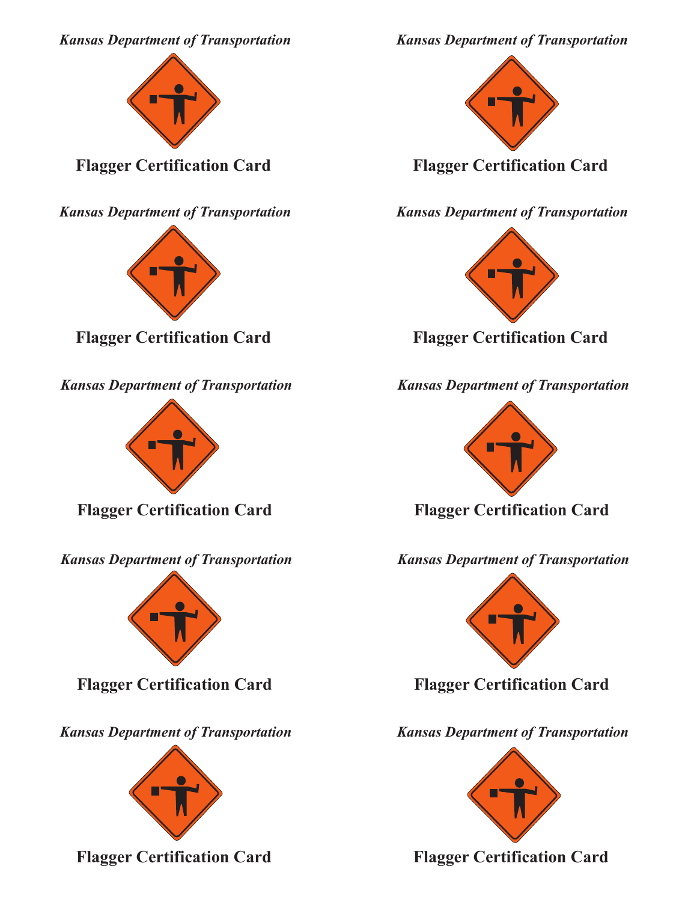*Kansas Department of Transportation*

**Flagger Certification Card**

*Kansas Department of Transportation*

**Flagger Certification Card**

*Kansas Department of Transportation*

**Flagger Certification Card**

*Kansas Department of Transportation*

**Flagger Certification Card**

*Kansas Department of Transportation*

**Flagger Certification Card**

*Kansas Department of Transportation*

**Flagger Certification Card**

*Kansas Department of Transportation*

**Flagger Certification Card**

*Kansas Department of Transportation*

**Flagger Certification Card**

*Kansas Department of Transportation*

**Flagger Certification Card**

*Kansas Department of Transportation*

**Flagger Certification Card**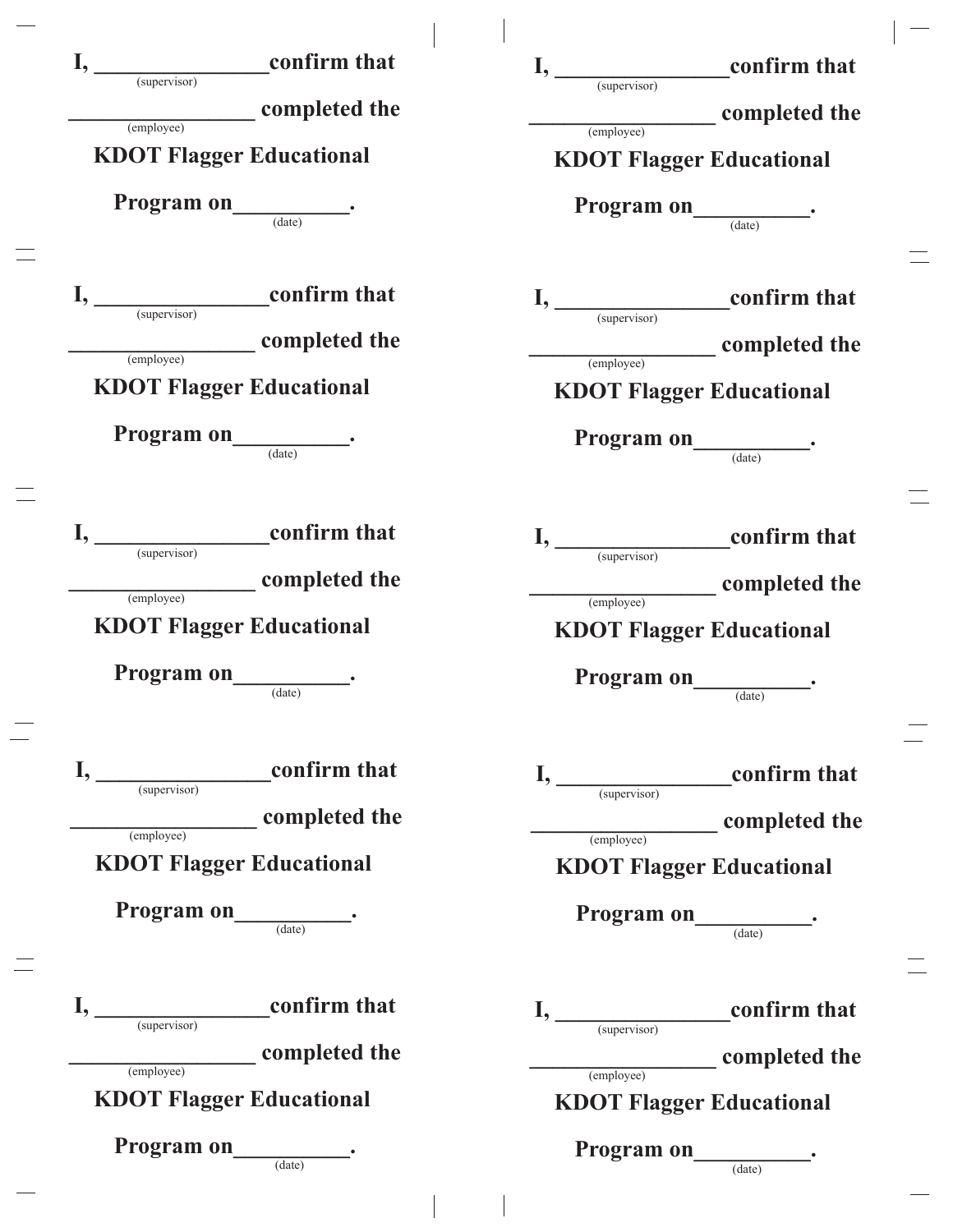**I, _______________confirm that**
(supervisor)

**________________ completed the**
(employee)

**KDOT Flagger Educational**

**Program on__________.**
(date)

**I, _______________confirm that**
(supervisor)

**________________ completed the**
(employee)

**KDOT Flagger Educational**

**Program on__________.**
(date)

**I, _______________confirm that**
(supervisor)

**________________ completed the**
(employee)

**KDOT Flagger Educational**

**Program on__________.**
(date)

**I, _______________confirm that**
(supervisor)

**________________ completed the**
(employee)

**KDOT Flagger Educational**

**Program on__________.**
(date)

**I, _______________confirm that**
(supervisor)

**________________ completed the**
(employee)

**KDOT Flagger Educational**

**Program on__________.**
(date)

**I, _______________confirm that**
(supervisor)

**________________ completed the**
(employee)

**KDOT Flagger Educational**

**Program on__________.**
(date)

**I, _______________confirm that**
(supervisor)

**________________ completed the**
(employee)

**KDOT Flagger Educational**

**Program on__________.**
(date)

**I, _______________confirm that**
(supervisor)

**________________ completed the**
(employee)

**KDOT Flagger Educational**

**Program on__________.**
(date)

**I, _______________confirm that**
(supervisor)

**________________ completed the**
(employee)

**KDOT Flagger Educational**

**Program on__________.**
(date)

**I, _______________confirm that**
(supervisor)

**________________ completed the**
(employee)

**KDOT Flagger Educational**

**Program on__________.**
(date)